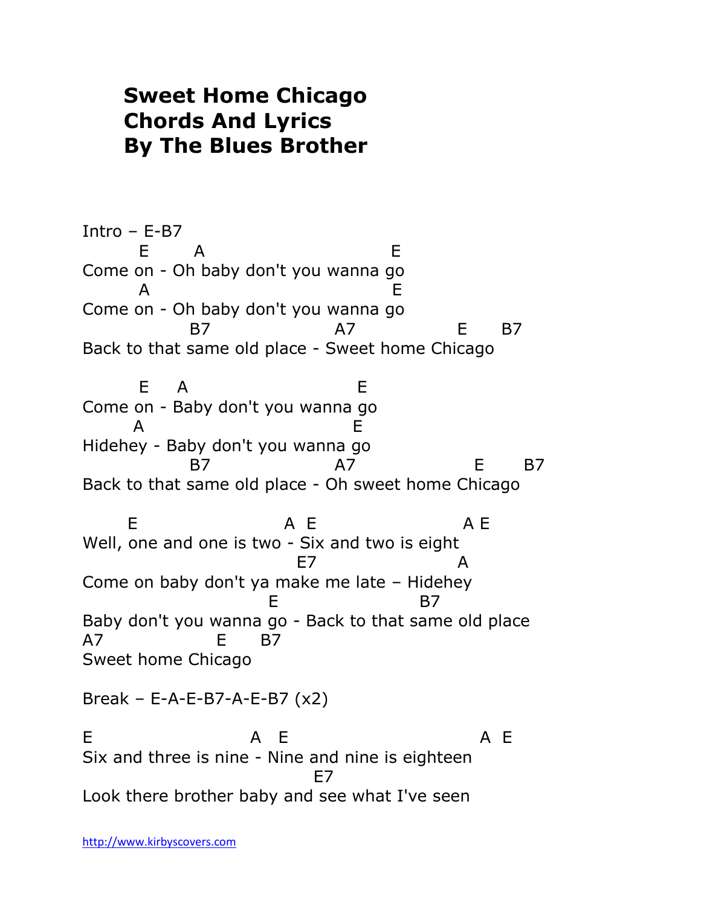# Sweet Home Chicago
# Chords And Lyrics
# By The Blues Brother

```
Intro – E-B7
        E       A                            E
Come on - Oh baby don't you wanna go
        A                                    E
Come on - Oh baby don't you wanna go
                B7                  A7              E      B7
Back to that same old place - Sweet home Chicago

        E     A                        E
Come on - Baby don't you wanna go
        A                              E
Hidehey - Baby don't you wanna go
                B7                  A7                 E       B7
Back to that same old place - Oh sweet home Chicago

       E                       A  E                     A E
Well, one and one is two - Six and two is eight
                                 E7                  A
Come on baby don't ya make me late – Hidehey
                             E                    B7
Baby don't you wanna go - Back to that same old place
A7                E      B7
Sweet home Chicago

Break – E-A-E-B7-A-E-B7 (x2)

E                         A   E                              A  E
Six and three is nine - Nine and nine is eighteen
                                   E7
Look there brother baby and see what I've seen
```

http://www.kirbyscovers.com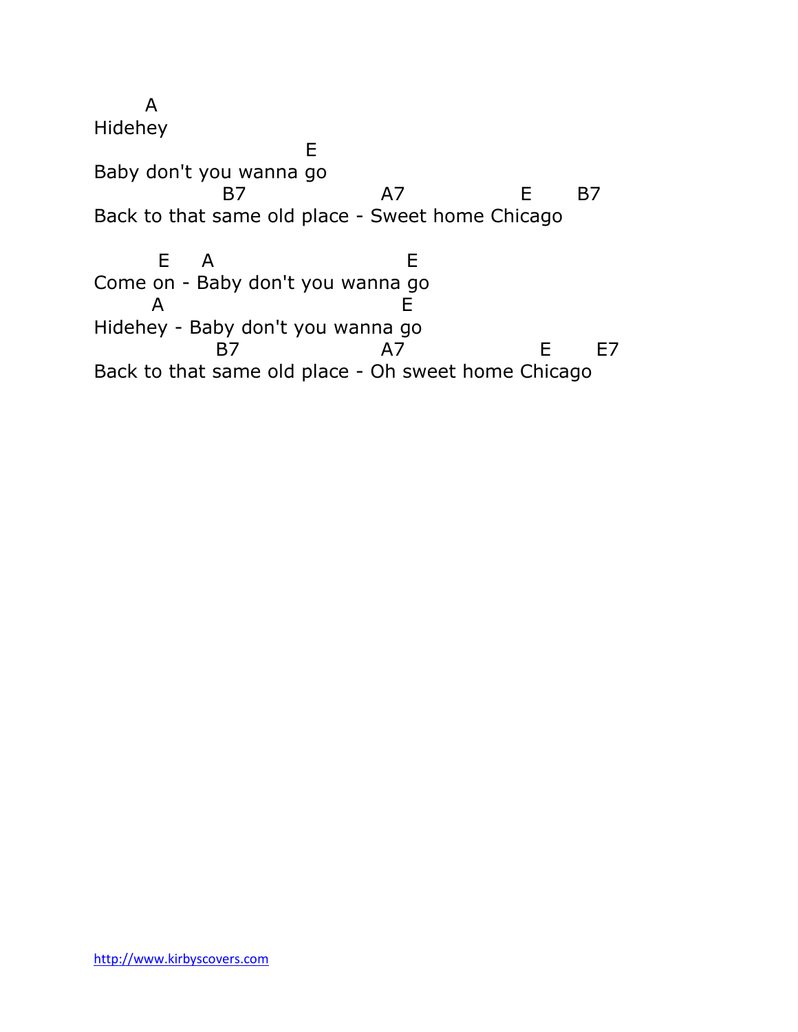```
       A
Hidehey
                           E
Baby don't you wanna go
                B7                  A7                E       B7
Back to that same old place - Sweet home Chicago

        E    A                       E
Come on - Baby don't you wanna go
       A                             E
Hidehey - Baby don't you wanna go
               B7                   A7                  E       E7
Back to that same old place - Oh sweet home Chicago
```

http://www.kirbyscovers.com